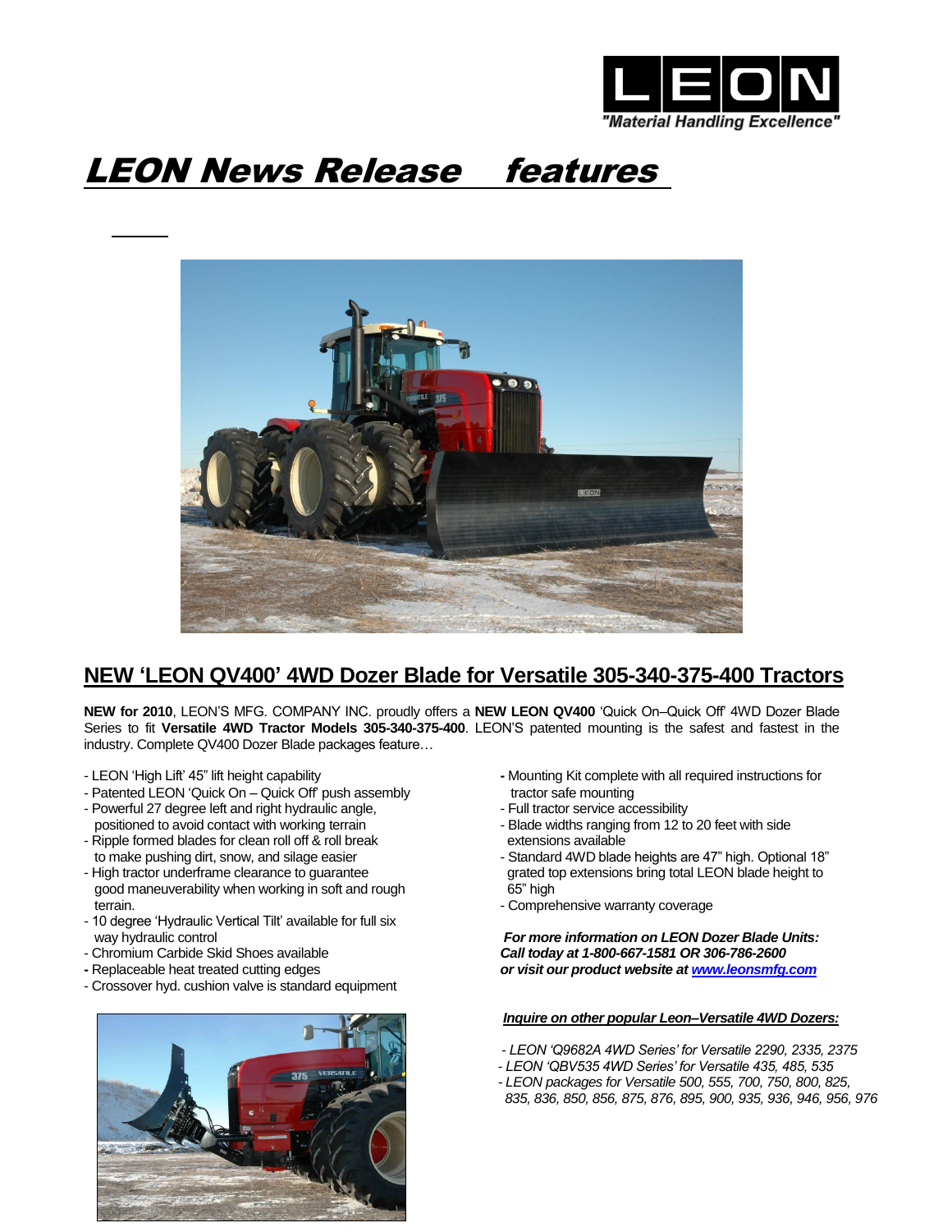"Material Handling Excellence"

# LEON News Release features

## NEW 'LEON QV400' 4WD Dozer Blade for Versatile 305-340-375-400 Tractors

**NEW for 2010**, LEON'S MFG. COMPANY INC. proudly offers a **NEW LEON QV400** 'Quick On–Quick Off' 4WD Dozer Blade Series to fit **Versatile 4WD Tractor Models 305-340-375-400**. LEON'S patented mounting is the safest and fastest in the industry. Complete QV400 Dozer Blade packages feature…

- LEON 'High Lift' 45" lift height capability
- Patented LEON 'Quick On – Quick Off' push assembly
- Powerful 27 degree left and right hydraulic angle, positioned to avoid contact with working terrain
- Ripple formed blades for clean roll off & roll break to make pushing dirt, snow, and silage easier
- High tractor underframe clearance to guarantee good maneuverability when working in soft and rough terrain.
- 10 degree 'Hydraulic Vertical Tilt' available for full six way hydraulic control
- Chromium Carbide Skid Shoes available
- Replaceable heat treated cutting edges
- Crossover hyd. cushion valve is standard equipment
- Mounting Kit complete with all required instructions for tractor safe mounting
- Full tractor service accessibility
- Blade widths ranging from 12 to 20 feet with side extensions available
- Standard 4WD blade heights are 47" high. Optional 18" grated top extensions bring total LEON blade height to 65" high
- Comprehensive warranty coverage

***For more information on LEON Dozer Blade Units:***
***Call today at 1-800-667-1581 OR 306-786-2600***
***or visit our product website at [www.leonsmfg.com](http://www.leonsmfg.com)***

***Inquire on other popular Leon–Versatile 4WD Dozers:***

*- LEON 'Q9682A 4WD Series' for Versatile 2290, 2335, 2375*
*- LEON 'QBV535 4WD Series' for Versatile 435, 485, 535*
*- LEON packages for Versatile 500, 555, 700, 750, 800, 825, 835, 836, 850, 856, 875, 876, 895, 900, 935, 936, 946, 956, 976*